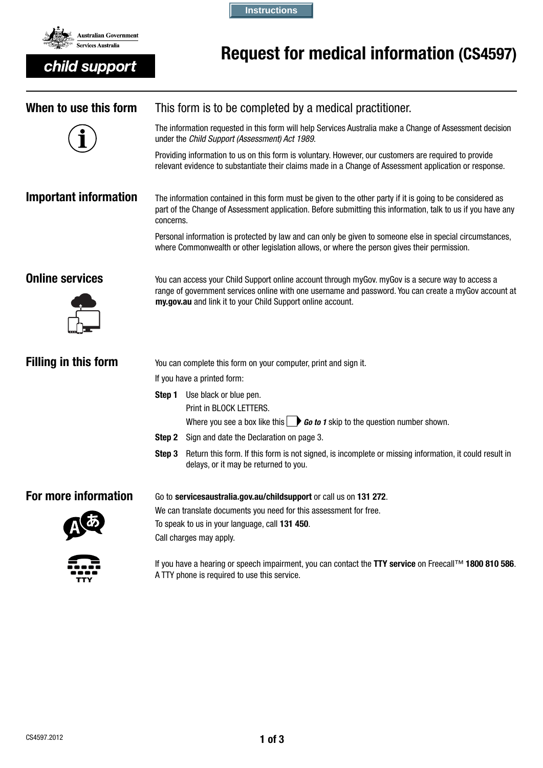Instructions

Australian Government
Services Australia

child support

# Request for medical information (CS4597)

## When to use this form

This form is to be completed by a medical practitioner.

The information requested in this form will help Services Australia make a Change of Assessment decision under the *Child Support (Assessment) Act 1989*.

Providing information to us on this form is voluntary. However, our customers are required to provide relevant evidence to substantiate their claims made in a Change of Assessment application or response.

## Important information

The information contained in this form must be given to the other party if it is going to be considered as part of the Change of Assessment application. Before submitting this information, talk to us if you have any concerns.

Personal information is protected by law and can only be given to someone else in special circumstances, where Commonwealth or other legislation allows, or where the person gives their permission.

## Online services

You can access your Child Support online account through myGov. myGov is a secure way to access a range of government services online with one username and password. You can create a myGov account at **my.gov.au** and link it to your Child Support online account.

## Filling in this form

You can complete this form on your computer, print and sign it.

If you have a printed form:

**Step 1** Use black or blue pen.
Print in BLOCK LETTERS.
Where you see a box like this ***Go to 1*** skip to the question number shown.

**Step 2** Sign and date the Declaration on page 3.

**Step 3** Return this form. If this form is not signed, is incomplete or missing information, it could result in delays, or it may be returned to you.

## For more information

Go to **servicesaustralia.gov.au/childsupport** or call us on **131 272**.

We can translate documents you need for this assessment for free.

To speak to us in your language, call **131 450**.

Call charges may apply.

If you have a hearing or speech impairment, you can contact the **TTY service** on Freecall™ **1800 810 586**. A TTY phone is required to use this service.

CS4597.2012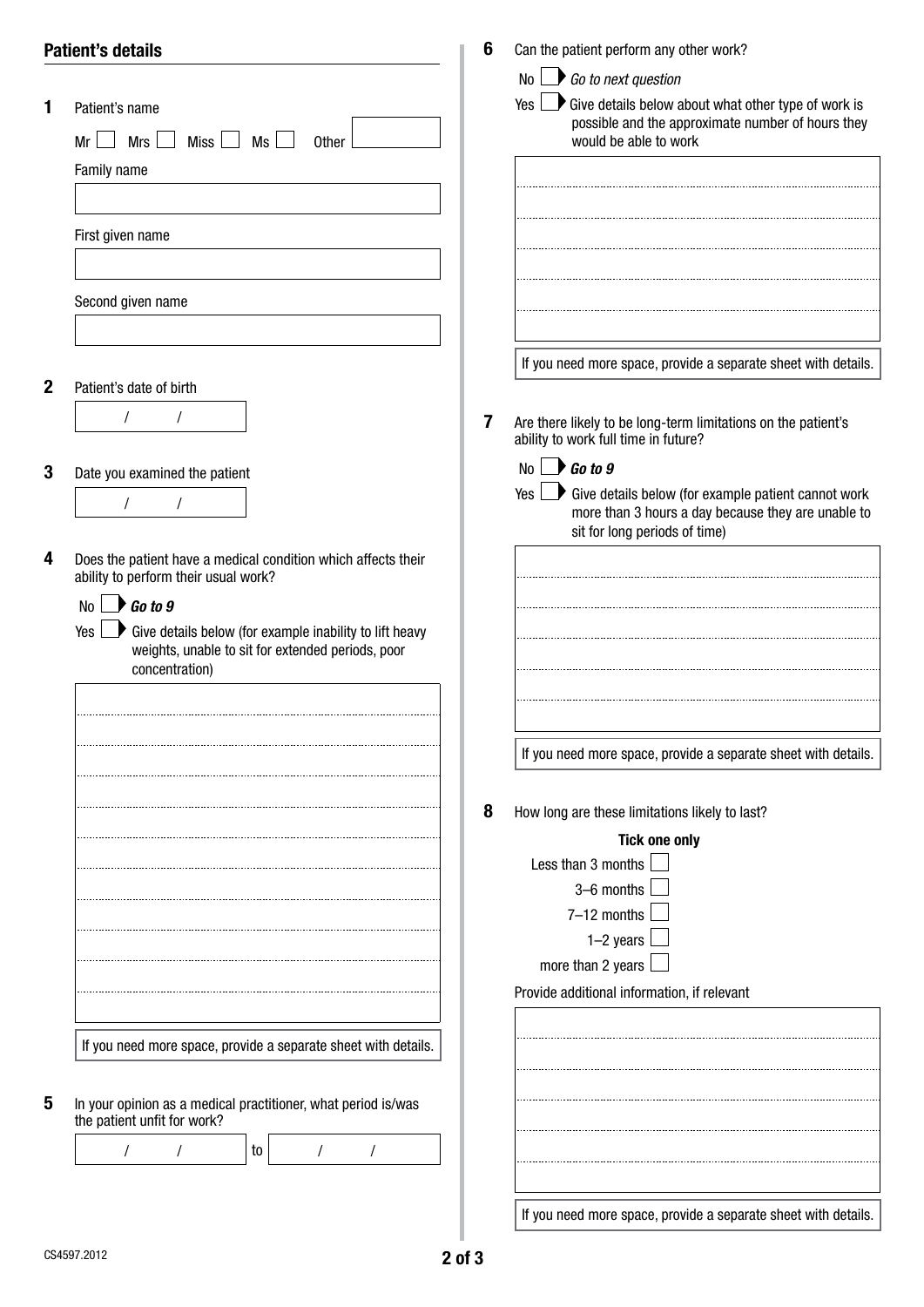## Patient's details

**1** Patient's name

Mr ☐ Mrs ☐ Miss ☐ Ms ☐ Other

Family name

First given name

Second given name

**2** Patient's date of birth

/ /

**3** Date you examined the patient

/ /

**4** Does the patient have a medical condition which affects their ability to perform their usual work?

No ☐ ***Go to 9***

Yes ☐ Give details below (for example inability to lift heavy weights, unable to sit for extended periods, poor concentration)

If you need more space, provide a separate sheet with details.

**5** In your opinion as a medical practitioner, what period is/was the patient unfit for work?

/ / to / /

**6** Can the patient perform any other work?

No ☐ *Go to next question*

Yes ☐ Give details below about what other type of work is possible and the approximate number of hours they would be able to work

If you need more space, provide a separate sheet with details.

**7** Are there likely to be long-term limitations on the patient's ability to work full time in future?

No ☐ ***Go to 9***

Yes ☐ Give details below (for example patient cannot work more than 3 hours a day because they are unable to sit for long periods of time)

If you need more space, provide a separate sheet with details.

**8** How long are these limitations likely to last?

**Tick one only**

Less than 3 months ☐

3–6 months ☐

7–12 months ☐

1–2 years ☐

more than 2 years ☐

Provide additional information, if relevant

If you need more space, provide a separate sheet with details.

CS4597.2012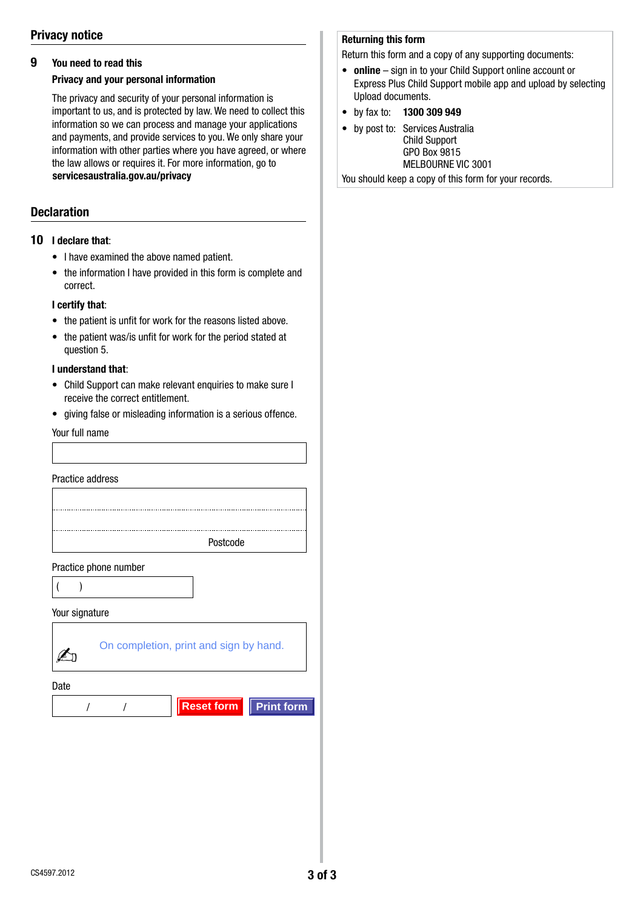## Privacy notice

**9 You need to read this**

**Privacy and your personal information**

The privacy and security of your personal information is important to us, and is protected by law. We need to collect this information so we can process and manage your applications and payments, and provide services to you. We only share your information with other parties where you have agreed, or where the law allows or requires it. For more information, go to **servicesaustralia.gov.au/privacy**

## Declaration

**10 I declare that**:

- I have examined the above named patient.
- the information I have provided in this form is complete and correct.

**I certify that**:

- the patient is unfit for work for the reasons listed above.
- the patient was/is unfit for work for the period stated at question 5.

**I understand that**:

- Child Support can make relevant enquiries to make sure I receive the correct entitlement.
- giving false or misleading information is a serious offence.

Your full name

Practice address

Postcode

Practice phone number

(    )

Your signature

On completion, print and sign by hand.

Date

/    /

Reset form    Print form

**Returning this form**

Return this form and a copy of any supporting documents:

- **online** – sign in to your Child Support online account or Express Plus Child Support mobile app and upload by selecting Upload documents.
- by fax to: **1300 309 949**
- by post to: Services Australia
  Child Support
  GPO Box 9815
  MELBOURNE VIC 3001

You should keep a copy of this form for your records.

CS4597.2012